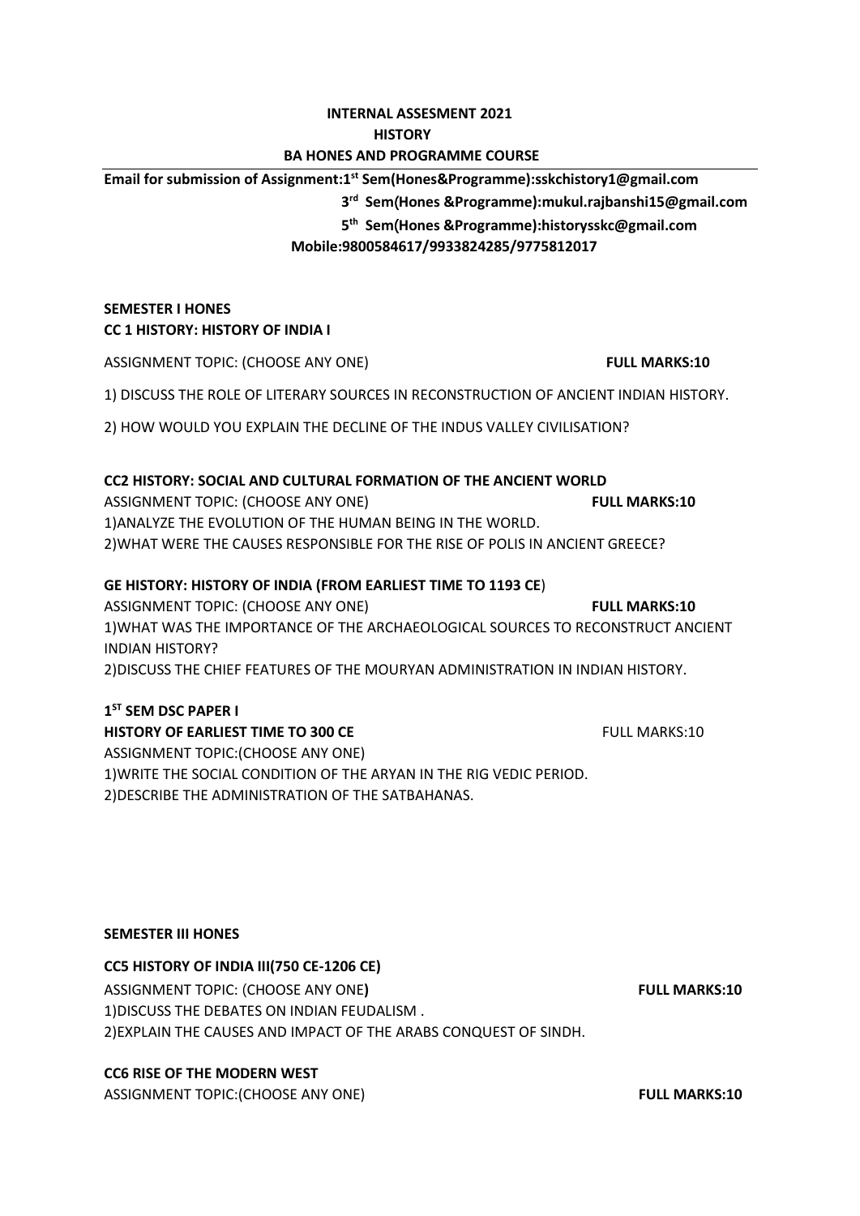**INTERNAL ASSESMENT 2021**

**HISTORY**

**BA HONES AND PROGRAMME COURSE**

**Email for submission of Assignment:1st Sem(Hones&Programme):sskchistory1@gmail.com**

**3rd Sem(Hones &Programme):mukul.rajbanshi15@gmail.com**

**5th Sem(Hones &Programme):historysskc@gmail.com**

**Mobile:9800584617/9933824285/9775812017**

## SEMESTER I HONES

### CC 1 HISTORY: HISTORY OF INDIA I

ASSIGNMENT TOPIC: (CHOOSE ANY ONE) **FULL MARKS:10**

1) DISCUSS THE ROLE OF LITERARY SOURCES IN RECONSTRUCTION OF ANCIENT INDIAN HISTORY.

2) HOW WOULD YOU EXPLAIN THE DECLINE OF THE INDUS VALLEY CIVILISATION?

### CC2 HISTORY: SOCIAL AND CULTURAL FORMATION OF THE ANCIENT WORLD

ASSIGNMENT TOPIC: (CHOOSE ANY ONE) **FULL MARKS:10**

1)ANALYZE THE EVOLUTION OF THE HUMAN BEING IN THE WORLD.

2)WHAT WERE THE CAUSES RESPONSIBLE FOR THE RISE OF POLIS IN ANCIENT GREECE?

### GE HISTORY: HISTORY OF INDIA (FROM EARLIEST TIME TO 1193 CE)

ASSIGNMENT TOPIC: (CHOOSE ANY ONE) **FULL MARKS:10**

1)WHAT WAS THE IMPORTANCE OF THE ARCHAEOLOGICAL SOURCES TO RECONSTRUCT ANCIENT INDIAN HISTORY?

2)DISCUSS THE CHIEF FEATURES OF THE MOURYAN ADMINISTRATION IN INDIAN HISTORY.

### 1ST SEM DSC PAPER I

**HISTORY OF EARLIEST TIME TO 300 CE** FULL MARKS:10

ASSIGNMENT TOPIC:(CHOOSE ANY ONE)

1)WRITE THE SOCIAL CONDITION OF THE ARYAN IN THE RIG VEDIC PERIOD.

2)DESCRIBE THE ADMINISTRATION OF THE SATBAHANAS.

## SEMESTER III HONES

### CC5 HISTORY OF INDIA III(750 CE-1206 CE)

ASSIGNMENT TOPIC: (CHOOSE ANY ONE**)** **FULL MARKS:10**

1)DISCUSS THE DEBATES ON INDIAN FEUDALISM .

2)EXPLAIN THE CAUSES AND IMPACT OF THE ARABS CONQUEST OF SINDH.

### CC6 RISE OF THE MODERN WEST

ASSIGNMENT TOPIC:(CHOOSE ANY ONE) **FULL MARKS:10**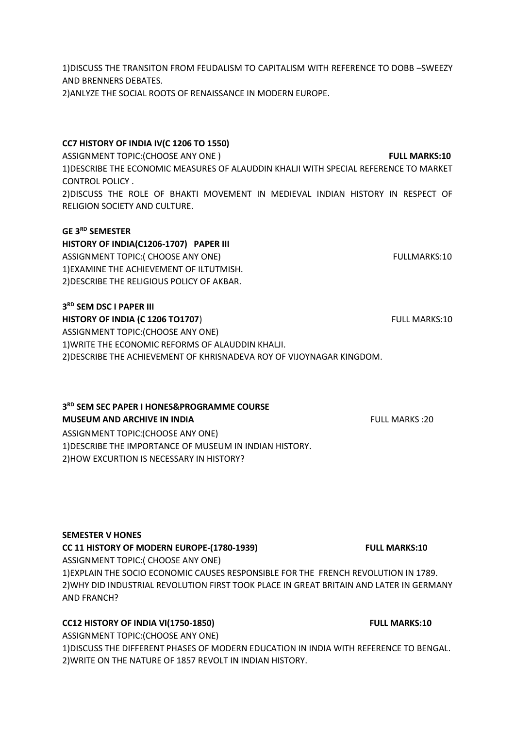1)DISCUSS THE TRANSITON FROM FEUDALISM TO CAPITALISM WITH REFERENCE TO DOBB –SWEEZY AND BRENNERS DEBATES.

2)ANLYZE THE SOCIAL ROOTS OF RENAISSANCE IN MODERN EUROPE.

**CC7 HISTORY OF INDIA IV(C 1206 TO 1550)**

ASSIGNMENT TOPIC:(CHOOSE ANY ONE ) **FULL MARKS:10**

1)DESCRIBE THE ECONOMIC MEASURES OF ALAUDDIN KHALJI WITH SPECIAL REFERENCE TO MARKET CONTROL POLICY .

2)DISCUSS THE ROLE OF BHAKTI MOVEMENT IN MEDIEVAL INDIAN HISTORY IN RESPECT OF RELIGION SOCIETY AND CULTURE.

**GE 3RD SEMESTER**

**HISTORY OF INDIA(C1206-1707) PAPER III**

ASSIGNMENT TOPIC:( CHOOSE ANY ONE) FULLMARKS:10

1)EXAMINE THE ACHIEVEMENT OF ILTUTMISH.

2)DESCRIBE THE RELIGIOUS POLICY OF AKBAR.

**3RD SEM DSC I PAPER III**

**HISTORY OF INDIA (C 1206 TO1707**) FULL MARKS:10

ASSIGNMENT TOPIC:(CHOOSE ANY ONE)

1)WRITE THE ECONOMIC REFORMS OF ALAUDDIN KHALJI.

2)DESCRIBE THE ACHIEVEMENT OF KHRISNADEVA ROY OF VIJOYNAGAR KINGDOM.

**3RD SEM SEC PAPER I HONES&PROGRAMME COURSE**

**MUSEUM AND ARCHIVE IN INDIA** FULL MARKS :20

ASSIGNMENT TOPIC:(CHOOSE ANY ONE)

1)DESCRIBE THE IMPORTANCE OF MUSEUM IN INDIAN HISTORY.

2)HOW EXCURTION IS NECESSARY IN HISTORY?

**SEMESTER V HONES**

**CC 11 HISTORY OF MODERN EUROPE-(1780-1939) FULL MARKS:10**

ASSIGNMENT TOPIC:( CHOOSE ANY ONE)

1)EXPLAIN THE SOCIO ECONOMIC CAUSES RESPONSIBLE FOR THE FRENCH REVOLUTION IN 1789.

2)WHY DID INDUSTRIAL REVOLUTION FIRST TOOK PLACE IN GREAT BRITAIN AND LATER IN GERMANY AND FRANCH?

**CC12 HISTORY OF INDIA VI(1750-1850) FULL MARKS:10**

ASSIGNMENT TOPIC:(CHOOSE ANY ONE)

1)DISCUSS THE DIFFERENT PHASES OF MODERN EDUCATION IN INDIA WITH REFERENCE TO BENGAL.

2)WRITE ON THE NATURE OF 1857 REVOLT IN INDIAN HISTORY.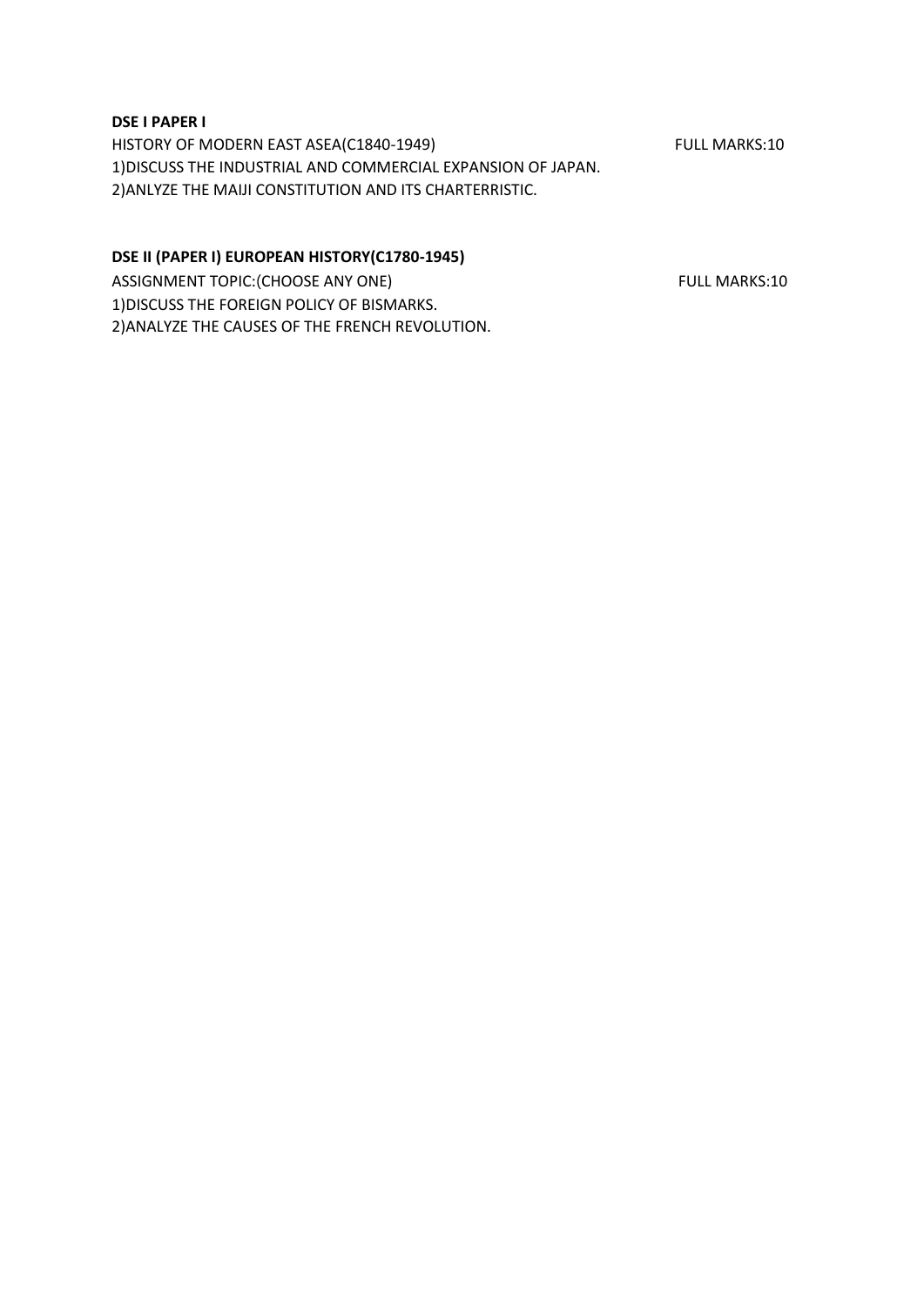**DSE I PAPER I**

HISTORY OF MODERN EAST ASEA(C1840-1949) FULL MARKS:10

1)DISCUSS THE INDUSTRIAL AND COMMERCIAL EXPANSION OF JAPAN.

2)ANLYZE THE MAIJI CONSTITUTION AND ITS CHARTERRISTIC.

**DSE II (PAPER I) EUROPEAN HISTORY(C1780-1945)**

ASSIGNMENT TOPIC:(CHOOSE ANY ONE) FULL MARKS:10

1)DISCUSS THE FOREIGN POLICY OF BISMARKS.

2)ANALYZE THE CAUSES OF THE FRENCH REVOLUTION.